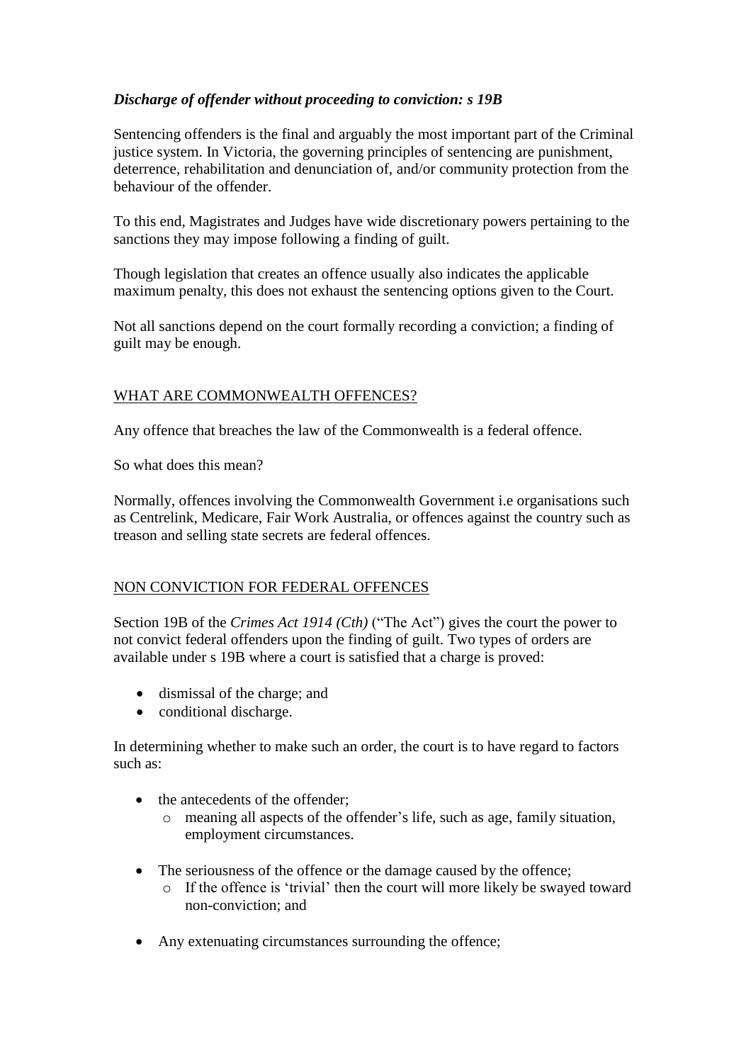***Discharge of offender without proceeding to conviction: s 19B***

Sentencing offenders is the final and arguably the most important part of the Criminal justice system. In Victoria, the governing principles of sentencing are punishment, deterrence, rehabilitation and denunciation of, and/or community protection from the behaviour of the offender.

To this end, Magistrates and Judges have wide discretionary powers pertaining to the sanctions they may impose following a finding of guilt.

Though legislation that creates an offence usually also indicates the applicable maximum penalty, this does not exhaust the sentencing options given to the Court.

Not all sanctions depend on the court formally recording a conviction; a finding of guilt may be enough.

<u>WHAT ARE COMMONWEALTH OFFENCES?</u>

Any offence that breaches the law of the Commonwealth is a federal offence.

So what does this mean?

Normally, offences involving the Commonwealth Government i.e organisations such as Centrelink, Medicare, Fair Work Australia, or offences against the country such as treason and selling state secrets are federal offences.

<u>NON CONVICTION FOR FEDERAL OFFENCES</u>

Section 19B of the *Crimes Act 1914 (Cth)* ("The Act") gives the court the power to not convict federal offenders upon the finding of guilt. Two types of orders are available under s 19B where a court is satisfied that a charge is proved:

- dismissal of the charge; and
- conditional discharge.

In determining whether to make such an order, the court is to have regard to factors such as:

- the antecedents of the offender;
  - meaning all aspects of the offender's life, such as age, family situation, employment circumstances.
- The seriousness of the offence or the damage caused by the offence;
  - If the offence is 'trivial' then the court will more likely be swayed toward non-conviction; and
- Any extenuating circumstances surrounding the offence;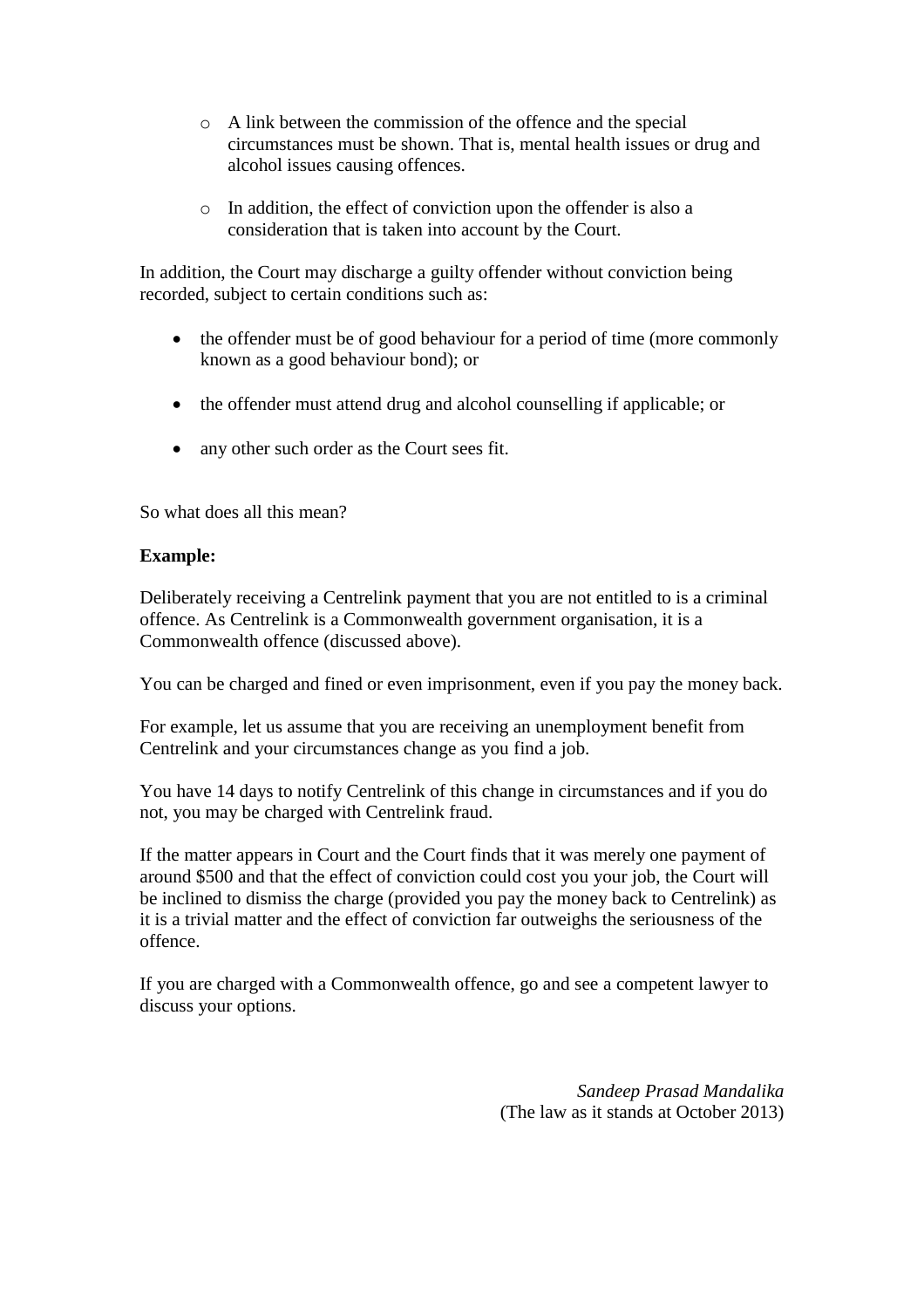- A link between the commission of the offence and the special circumstances must be shown. That is, mental health issues or drug and alcohol issues causing offences.

    - In addition, the effect of conviction upon the offender is also a consideration that is taken into account by the Court.

In addition, the Court may discharge a guilty offender without conviction being recorded, subject to certain conditions such as:

- the offender must be of good behaviour for a period of time (more commonly known as a good behaviour bond); or

- the offender must attend drug and alcohol counselling if applicable; or

- any other such order as the Court sees fit.

So what does all this mean?

**Example:**

Deliberately receiving a Centrelink payment that you are not entitled to is a criminal offence. As Centrelink is a Commonwealth government organisation, it is a Commonwealth offence (discussed above).

You can be charged and fined or even imprisonment, even if you pay the money back.

For example, let us assume that you are receiving an unemployment benefit from Centrelink and your circumstances change as you find a job.

You have 14 days to notify Centrelink of this change in circumstances and if you do not, you may be charged with Centrelink fraud.

If the matter appears in Court and the Court finds that it was merely one payment of around $500 and that the effect of conviction could cost you your job, the Court will be inclined to dismiss the charge (provided you pay the money back to Centrelink) as it is a trivial matter and the effect of conviction far outweighs the seriousness of the offence.

If you are charged with a Commonwealth offence, go and see a competent lawyer to discuss your options.

*Sandeep Prasad Mandalika*
(The law as it stands at October 2013)